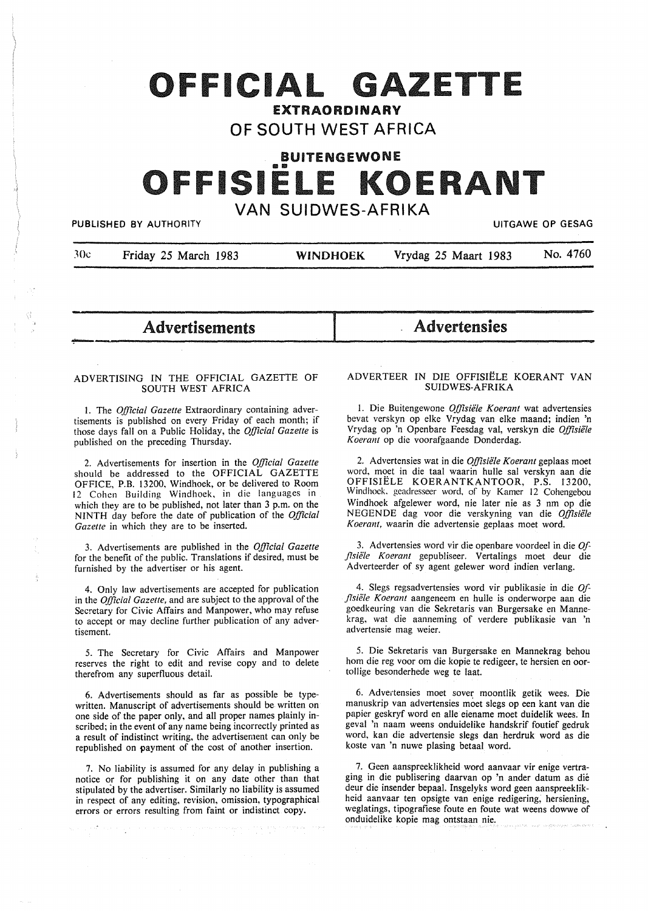# OFFICIAL GAZETTE

**EXTRAORDINARY**

**OF SOUTH WEST AFRICA**

**BUITENGEWONE**

# OFFISIËLE KOERANT

**VAN SUIDWES-AFRIKA**

PUBLISHED BY AUTHORITY | UITGAWE OP GESAG

30c | Friday 25 March 1983 | **WINDHOEK** | Vrydag 25 Maart 1983 | No. 4760

## Advertisements

### ADVERTISING IN THE OFFICIAL GAZETTE OF SOUTH WEST AFRICA

1. The *Official Gazette* Extraordinary containing advertisements is published on every Friday of each month; if those days fall on a Public Holiday, the *Official Gazette* is published on the preceding Thursday.

2. Advertisements for insertion in the *Official Gazette* should be addressed to the OFFICIAL GAZETTE OFFICE, P.B. 13200, Windhoek, or be delivered to Room 12 Cohen Building Windhoek, in die languages in which they are to be published, not later than 3 p.m. on the NINTH day before the date of publication of the *Official Gazette* in which they are to be inserted.

3. Advertisements are published in the *Official Gazette* for the benefit of the public. Translations if desired, must be furnished by the advertiser or his agent.

4. Only law advertisements are accepted for publication in the *Official Gazette*, and are subject to the approval of the Secretary for Civic Affairs and Manpower, who may refuse to accept or may decline further publication of any advertisement.

5. The Secretary for Civic Affairs and Manpower reserves the right to edit and revise copy and to delete therefrom any superfluous detail.

6. Advertisements should as far as possible be typewritten. Manuscript of advertisements should be written on one side of the paper only, and all proper names plainly inscribed; in the event of any name being incorrectly printed as a result of indistinct writing, the advertisement can only be republished on payment of the cost of another insertion.

7. No liability is assumed for any delay in publishing a notice or for publishing it on any date other than that stipulated by the advertiser. Similarly no liability is assumed in respect of any editing, revision, omission, typographical errors or errors resulting from faint or indistinct copy.

## Advertensies

### ADVERTEER IN DIE OFFISIËLE KOERANT VAN SUIDWES-AFRIKA

1. Die Buitengewone *Offisiële Koerant* wat advertensies bevat verskyn op elke Vrydag van elke maand; indien 'n Vrydag op 'n Openbare Feesdag val, verskyn die *Offisiële Koerant* op die voorafgaande Donderdag.

2. Advertensies wat in die *Offisiële Koerant* geplaas moet word, moet in die taal waarin hulle sal verskyn aan die OFFISIËLE KOERANTKANTOOR, P.S. 13200, Windhoek, geadresseer word, of by Kamer 12 Cohengebou Windhoek afgelewer word, nie later nie as 3 nm op die NEGENDE dag voor die verskyning van die *Offisiële Koerant*, waarin die advertensie geplaas moet word.

3. Advertensies word vir die openbare voordeel in die *Offisiële Koerant* gepubliseer. Vertalings moet deur die Adverteerder of sy agent gelewer word indien verlang.

4. Slegs regsadvertensies word vir publikasie in die *Offisiële Koerant* aangeneem en hulle is onderworpe aan die goedkeuring van die Sekretaris van Burgersake en Mannekrag, wat die aanneming of verdere publikasie van 'n advertensie mag weier.

5. Die Sekretaris van Burgersake en Mannekrag behou hom die reg voor om die kopie te redigeer, te hersien en oortollige besonderhede weg te laat.

6. Advertensies moet sover moontlik getik wees. Die manuskrip van advertensies moet slegs op een kant van die papier geskryf word en alle eiename moet duidelik wees. In geval 'n naam weens onduidelike handskrif foutief gedruk word, kan die advertensie slegs dan herdruk word as die koste van 'n nuwe plasing betaal word.

7. Geen aanspreeklikheid word aanvaar vir enige vertraging in die publisering daarvan op 'n ander datum as dié deur die insender bepaal. Insgelyks word geen aanspreeklikheid aanvaar ten opsigte van enige redigering, hersiening, weglatings, tipografiese foute en foute wat weens dowwe of onduidelike kopie mag ontstaan nie.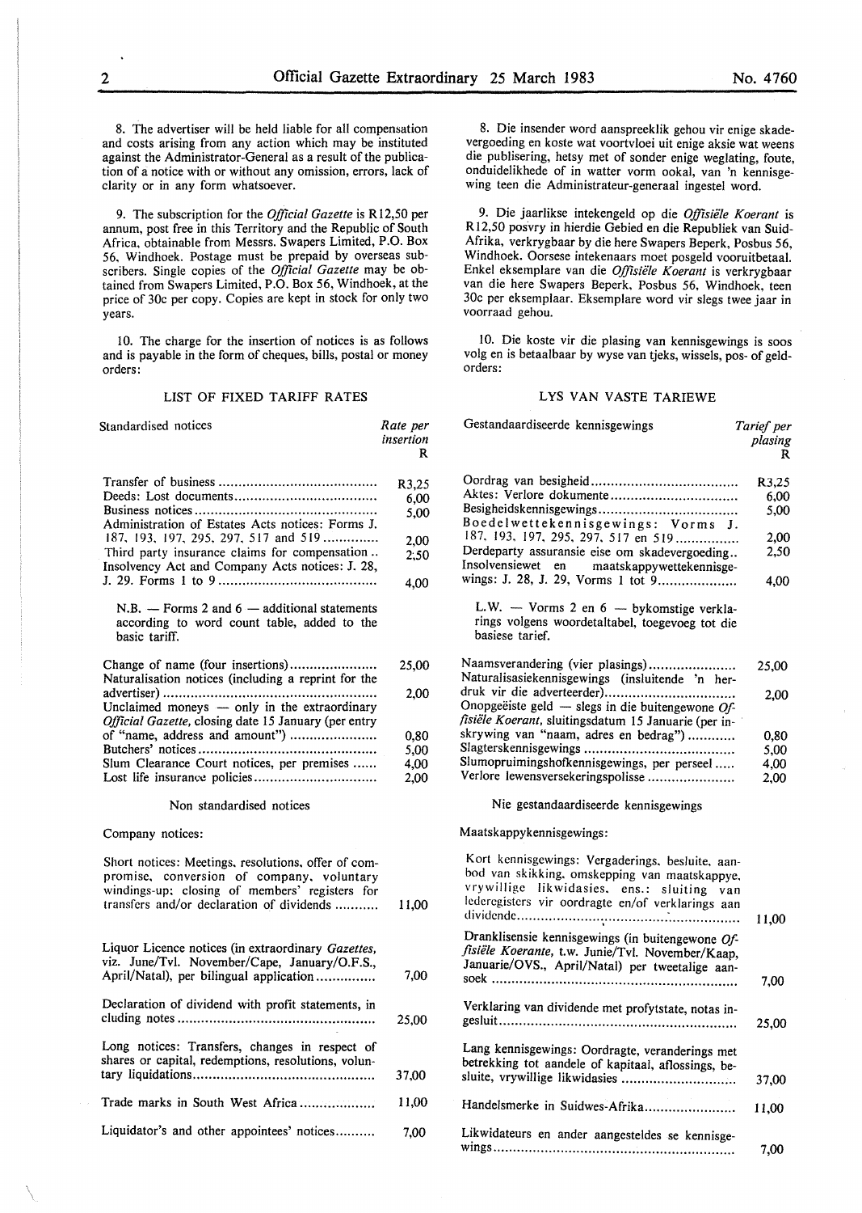8. The advertiser will be held liable for all compensation and costs arising from any action which may be instituted against the Administrator-General as a result of the publication of a notice with or without any omission, errors, lack of clarity or in any form whatsoever.

9. The subscription for the *Official Gazette* is R12,50 per annum, post free in this Territory and the Republic of South Africa, obtainable from Messrs. Swapers Limited, P.O. Box 56, Windhoek. Postage must be prepaid by overseas subscribers. Single copies of the *Official Gazette* may be obtained from Swapers Limited, P.O. Box 56, Windhoek, at the price of 30c per copy. Copies are kept in stock for only two years.

10. The charge for the insertion of notices is as follows and is payable in the form of cheques, bills, postal or money orders:

### LIST OF FIXED TARIFF RATES

| Standardised notices | *Rate per insertion* R |
|---|---|
| Transfer of business | R3,25 |
| Deeds: Lost documents | 6,00 |
| Business notices | 5,00 |
| Administration of Estates Acts notices: Forms J. 187, 193, 197, 295, 297, 517 and 519 | 2,00 |
| Third party insurance claims for compensation | 2,50 |
| Insolvency Act and Company Acts notices: J. 28, J. 29. Forms 1 to 9 | 4,00 |
| N.B. — Forms 2 and 6 — additional statements according to word count table, added to the basic tariff. | |
| Change of name (four insertions) | 25,00 |
| Naturalisation notices (including a reprint for the advertiser) | 2,00 |
| Unclaimed moneys — only in the extraordinary *Official Gazette*, closing date 15 January (per entry of "name, address and amount") | 0,80 |
| Butchers' notices | 5,00 |
| Slum Clearance Court notices, per premises | 4,00 |
| Lost life insurance policies | 2,00 |

Non standardised notices

Company notices:

| | |
|---|---|
| Short notices: Meetings, resolutions, offer of compromise, conversion of company, voluntary windings-up; closing of members' registers for transfers and/or declaration of dividends | 11,00 |
| Liquor Licence notices (in extraordinary *Gazettes*, viz. June/Tvl. November/Cape, January/O.F.S., April/Natal), per bilingual application | 7,00 |
| Declaration of dividend with profit statements, including notes | 25,00 |
| Long notices: Transfers, changes in respect of shares or capital, redemptions, resolutions, voluntary liquidations | 37,00 |
| Trade marks in South West Africa | 11,00 |
| Liquidator's and other appointees' notices | 7,00 |

8. Die insender word aanspreeklik gehou vir enige skadevergoeding en koste wat voortvloei uit enige aksie wat weens die publisering, hetsy met of sonder enige weglating, foute, onduidelikhede of in watter vorm ookal, van 'n kennisgewing teen die Administrateur-generaal ingestel word.

9. Die jaarlikse intekengeld op die *Offisiële Koerant* is R12,50 posvry in hierdie Gebied en die Republiek van Suid-Afrika, verkrygbaar by die here Swapers Beperk, Posbus 56, Windhoek. Oorsese intekenaars moet posgeld vooruitbetaal. Enkel eksemplare van die *Offisiële Koerant* is verkrygbaar van die here Swapers Beperk, Posbus 56, Windhoek, teen 30c per eksemplaar. Eksemplare word vir slegs twee jaar in voorraad gehou.

10. Die koste vir die plasing van kennisgewings is soos volg en is betaalbaar by wyse van tjeks, wissels, pos- of geldorders:

### LYS VAN VASTE TARIEWE

| Gestandaardiseerde kennisgewings | *Tarief per plasing* R |
|---|---|
| Oordrag van besigheid | R3,25 |
| Aktes: Verlore dokumente | 6,00 |
| Besigheidskennisgewings | 5,00 |
| Boedelwettekennisgewings: Vorms J. 187, 193, 197, 295, 297, 517 en 519 | 2,00 |
| Derdeparty assuransie eise om skadevergoeding | 2,50 |
| Insolvensiewet en maatskappywettekennisgewings: J. 28, J. 29, Vorms 1 tot 9 | 4,00 |
| L.W. — Vorms 2 en 6 — bykomstige verklarings volgens woordetaltabel, toegevoeg tot die basiese tarief. | |
| Naamsverandering (vier plasings) | 25,00 |
| Naturalisasiekennisgewings (insluitende 'n herdruk vir die adverteerder) | 2,00 |
| Onopgeëiste geld — slegs in die buitengewone *Offisiële Koerant*, sluitingsdatum 15 Januarie (per inskrywing van "naam, adres en bedrag") | 0,80 |
| Slagterskennisgewings | 5,00 |
| Slumopruimingshofkennisgewings, per perseel | 4,00 |
| Verlore lewensversekeringspolisse | 2,00 |

Nie gestandaardiseerde kennisgewings

Maatskappykennisgewings:

| | |
|---|---|
| Kort kennisgewings: Vergaderings, besluite, aanbod van skikking, omskepping van maatskappye, vrywillige likwidasies, ens.: sluiting van lederegisters vir oordragte en/of verklarings aan dividende | 11,00 |
| Dranklisensie kennisgewings (in buitengewone *Offisiële Koerante*, t.w. Junie/Tvl. November/Kaap, Januarie/OVS., April/Natal) per tweetalige aansoek | 7,00 |
| Verklaring van dividende met profytstate, notas ingesluit | 25,00 |
| Lang kennisgewings: Oordragte, veranderings met betrekking tot aandele of kapitaal, aflossings, besluite, vrywillige likwidasies | 37,00 |
| Handelsmerke in Suidwes-Afrika | 11,00 |
| Likwidateurs en ander aangesteldes se kennisgewings | 7,00 |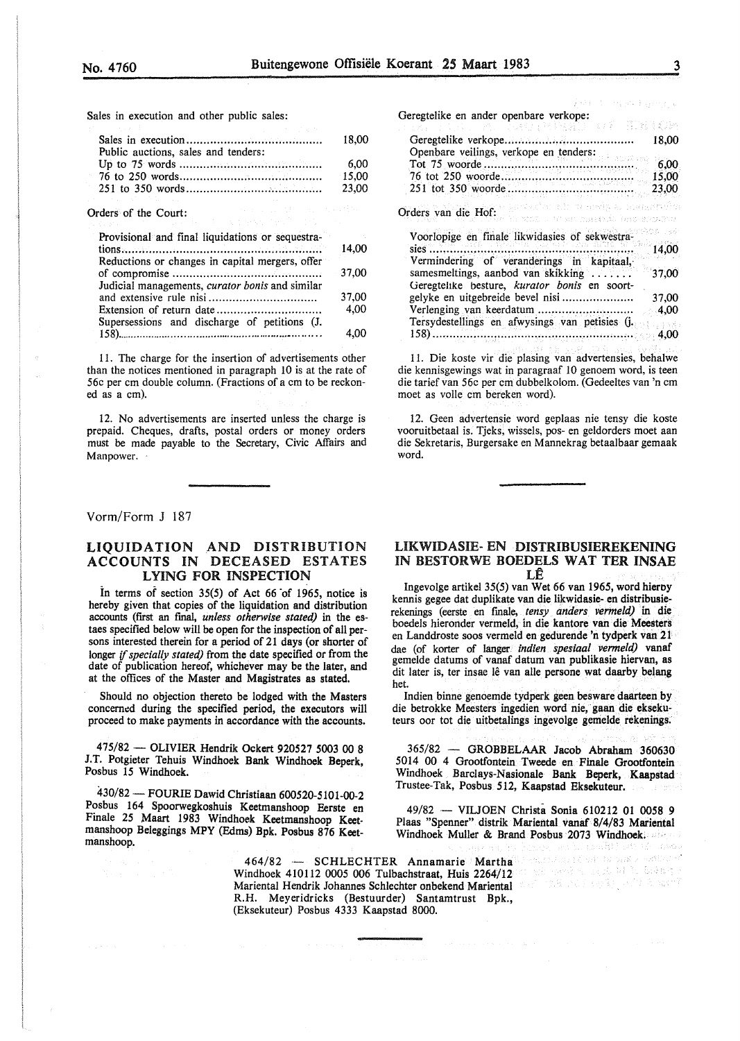Sales in execution and other public sales:

| | |
|---|---|
| Sales in execution | 18,00 |
| Public auctions, sales and tenders: | |
| Up to 75 words | 6,00 |
| 76 to 250 words | 15,00 |
| 251 to 350 words | 23,00 |

Orders of the Court:

| | |
|---|---|
| Provisional and final liquidations or sequestrations | 14,00 |
| Reductions or changes in capital mergers, offer of compromise | 37,00 |
| Judicial managements, *curator bonis* and similar and extensive rule nisi | 37,00 |
| Extension of return date | 4,00 |
| Supersessions and discharge of petitions (J. 158) | 4,00 |

11. The charge for the insertion of advertisements other than the notices mentioned in paragraph 10 is at the rate of 56c per cm double column. (Fractions of a cm to be reckoned as a cm).

12. No advertisements are inserted unless the charge is prepaid. Cheques, drafts, postal orders or money orders must be made payable to the Secretary, Civic Affairs and Manpower.

Geregtelike en ander openbare verkope:

| | |
|---|---|
| Geregtelike verkope | 18,00 |
| Openbare veilings, verkope en tenders: | |
| Tot 75 woorde | 6,00 |
| 76 tot 250 woorde | 15,00 |
| 251 tot 350 woorde | 23,00 |

Orders van die Hof:

| | |
|---|---|
| Voorlopige en finale likwidasies of sekwestrasies | 14,00 |
| Vermindering of veranderings in kapitaal, samesmeltings, aanbod van skikking | 37,00 |
| Geregtelike besture, *kurator bonis* en soortgelyke en uitgebreide bevel nisi | 37,00 |
| Verlenging van keerdatum | 4,00 |
| Tersydestellings en afwysings van petisies (J. 158) | 4,00 |

11. Die koste vir die plasing van advertensies, behalwe die kennisgewings wat in paragraaf 10 genoem word, is teen die tarief van 56c per cm dubbelkolom. (Gedeeltes van 'n cm moet as volle cm bereken word).

12. Geen advertensie word geplaas nie tensy die koste vooruitbetaal is. Tjeks, wissels, pos- en geldorders moet aan die Sekretaris, Burgersake en Mannekrag betaalbaar gemaak word.

Vorm/Form J 187

## LIQUIDATION AND DISTRIBUTION ACCOUNTS IN DECEASED ESTATES LYING FOR INSPECTION

In terms of section 35(5) of Act 66 of 1965, notice is hereby given that copies of the liquidation and distribution accounts (first an final, *unless otherwise stated)* in the estaes specified below will be open for the inspection of all persons interested therein for a period of 21 days (or shorter of longer *if specially stated)* from the date specified or from the date of publication hereof, whichever may be the later, and at the offices of the Master and Magistrates as stated.

Should no objection thereto be lodged with the Masters concerned during the specified period, the executors will proceed to make payments in accordance with the accounts.

475/82 — OLIVIER Hendrik Ockert 920527 5003 00 8 J.T. Potgieter Tehuis Windhoek Bank Windhoek Beperk, Posbus 15 Windhoek.

430/82 — FOURIE Dawid Christiaan 600520-5101-00-2 Posbus 164 Spoorwegkoshuis Keetmanshoop Eerste en Finale 25 Maart 1983 Windhoek Keetmanshoop Keetmanshoop Beleggings MPY (Edms) Bpk. Posbus 876 Keetmanshoop.

## LIKWIDASIE- EN DISTRIBUSIEREKENING IN BESTORWE BOEDELS WAT TER INSAE LÊ

Ingevolge artikel 35(5) van Wet 66 van 1965, word hierby kennis gegee dat duplikate van die likwidasie- en distribusierekenings (eerste en finale, *tensy anders vermeld)* in die boedels hieronder vermeld, in die kantore van die Meesters en Landdroste soos vermeld en gedurende 'n tydperk van 21 dae (of korter of langer *indien spesiaal vermeld)* vanaf gemelde datums of vanaf datum van publikasie hiervan, as dit later is, ter insae lê van alle persone wat daarby belang het.

Indien binne genoemde tydperk geen besware daarteen by die betrokke Meesters ingedien word nie, gaan die eksekuteurs oor tot die uitbetalings ingevolge gemelde rekenings.

365/82 — GROBBELAAR Jacob Abraham 360630 5014 00 4 Grootfontein Tweede en Finale Grootfontein Windhoek Barclays-Nasionale Bank Beperk, Kaapstad Trustee-Tak, Posbus 512, Kaapstad Eksekuteur.

49/82 — VILJOEN Christa Sonia 610212 01 0058 9 Plaas "Spenner" distrik Mariental vanaf 8/4/83 Mariental Windhoek Muller & Brand Posbus 2073 Windhoek.

464/82 — SCHLECHTER Annamarie Martha Windhoek 410112 0005 006 Tulbachstraat, Huis 2264/12 Mariental Hendrik Johannes Schlechter onbekend Mariental R.H. Meyeridricks (Bestuurder) Santamtrust Bpk., (Eksekuteur) Posbus 4333 Kaapstad 8000.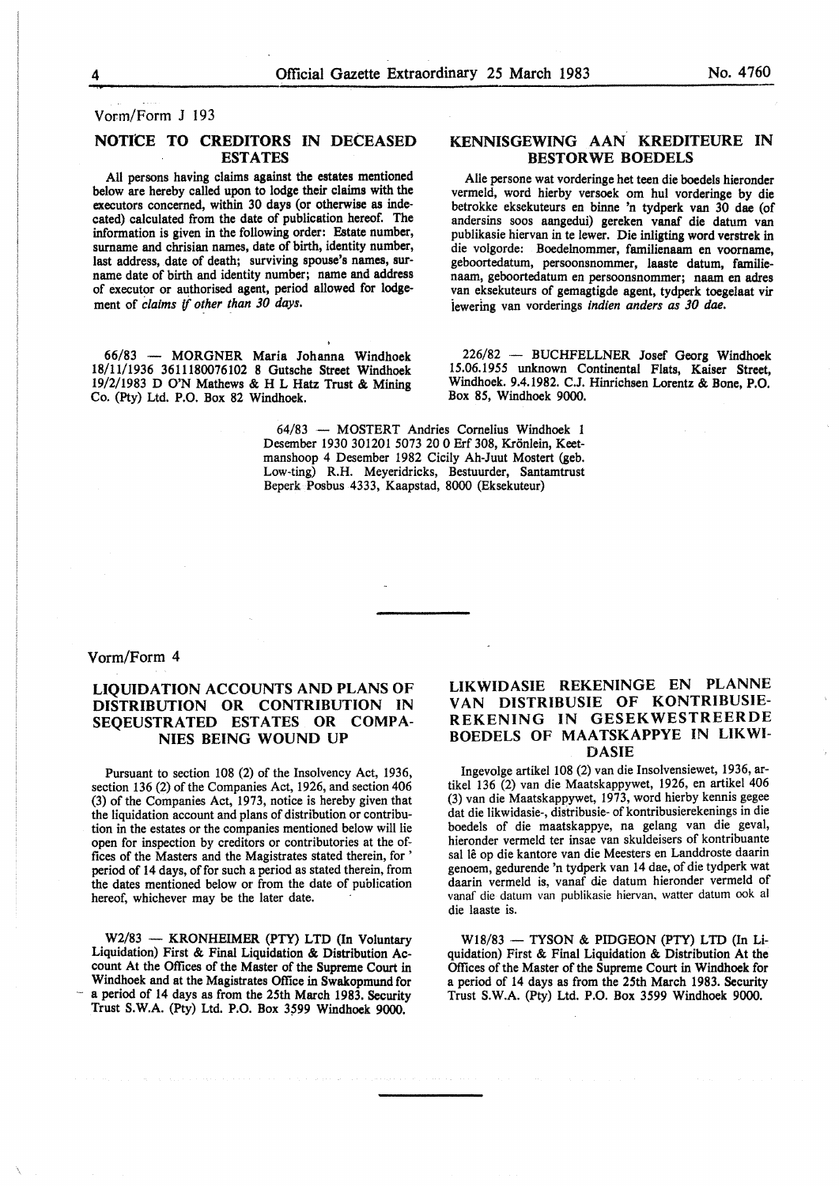Vorm/Form J 193

## NOTICE TO CREDITORS IN DECEASED ESTATES

All persons having claims against the estates mentioned below are hereby called upon to lodge their claims with the executors concerned, within 30 days (or otherwise as indecated) calculated from the date of publication hereof. The information is given in the following order: Estate number, surname and chrisian names, date of birth, identity number, last address, date of death; surviving spouse's names, surname date of birth and identity number; name and address of executor or authorised agent, period allowed for lodgement of *claims if other than 30 days.*

66/83 — MORGNER Maria Johanna Windhoek 18/11/1936 3611180076102 8 Gutsche Street Windhoek 19/2/1983 D O'N Mathews & H L Hatz Trust & Mining Co. (Pty) Ltd. P.O. Box 82 Windhoek.

## KENNISGEWING AAN KREDITEURE IN BESTORWE BOEDELS

Alle persone wat vorderinge het teen die boedels hieronder vermeld, word hierby versoek om hul vorderinge by die betrokke eksekuteurs en binne 'n tydperk van 30 dae (of andersins soos aangedui) gereken vanaf die datum van publikasie hiervan in te lewer. Die inligting word verstrek in die volgorde: Boedelnommer, familienaam en voorname, geboortedatum, persoonsnommer, laaste datum, familienaam, geboortedatum en persoonsnommer; naam en adres van eksekuteurs of gemagtigde agent, tydperk toegelaat vir lewering van vorderings *indien anders as 30 dae.*

226/82 — BUCHFELLNER Josef Georg Windhoek 15.06.1955 unknown Continental Flats, Kaiser Street, Windhoek. 9.4.1982. C.J. Hinrichsen Lorentz & Bone, P.O. Box 85, Windhoek 9000.

64/83 — MOSTERT Andries Cornelius Windhoek 1 Desember 1930 301201 5073 20 0 Erf 308, Krönlein, Keetmanshoop 4 Desember 1982 Cicily Ah-Juut Mostert (geb. Low-ting) R.H. Meyeridricks, Bestuurder, Santamtrust Beperk Posbus 4333, Kaapstad, 8000 (Eksekuteur)

---

Vorm/Form 4

## LIQUIDATION ACCOUNTS AND PLANS OF DISTRIBUTION OR CONTRIBUTION IN SEQEUSTRATED ESTATES OR COMPANIES BEING WOUND UP

Pursuant to section 108 (2) of the Insolvency Act, 1936, section 136 (2) of the Companies Act, 1926, and section 406 (3) of the Companies Act, 1973, notice is hereby given that the liquidation account and plans of distribution or contribution in the estates or the companies mentioned below will lie open for inspection by creditors or contributories at the offices of the Masters and the Magistrates stated therein, for ' period of 14 days, of for such a period as stated therein, from the dates mentioned below or from the date of publication hereof, whichever may be the later date.

W2/83 — KRONHEIMER (PTY) LTD (In Voluntary Liquidation) First & Final Liquidation & Distribution Account At the Offices of the Master of the Supreme Court in Windhoek and at the Magistrates Office in Swakopmund for a period of 14 days as from the 25th March 1983. Security Trust S.W.A. (Pty) Ltd. P.O. Box 3599 Windhoek 9000.

## LIKWIDASIE REKENINGE EN PLANNE VAN DISTRIBUSIE OF KONTRIBUSIEREKENING IN GESEKWESTREERDE BOEDELS OF MAATSKAPPYE IN LIKWIDASIE

Ingevolge artikel 108 (2) van die Insolvensiewet, 1936, artikel 136 (2) van die Maatskappywet, 1926, en artikel 406 (3) van die Maatskappywet, 1973, word hierby kennis gegee dat die likwidasie-, distribusie- of kontribusierekenings in die boedels of die maatskappye, na gelang van die geval, hieronder vermeld ter insae van skuldeisers of kontribuante sal lê op die kantore van die Meesters en Landdroste daarin genoem, gedurende 'n tydperk van 14 dae, of die tydperk wat daarin vermeld is, vanaf die datum hieronder vermeld of vanaf die datum van publikasie hiervan, watter datum ook al die laaste is.

W18/83 — TYSON & PIDGEON (PTY) LTD (In Liquidation) First & Final Liquidation & Distribution At the Offices of the Master of the Supreme Court in Windhoek for a period of 14 days as from the 25th March 1983. Security Trust S.W.A. (Pty) Ltd. P.O. Box 3599 Windhoek 9000.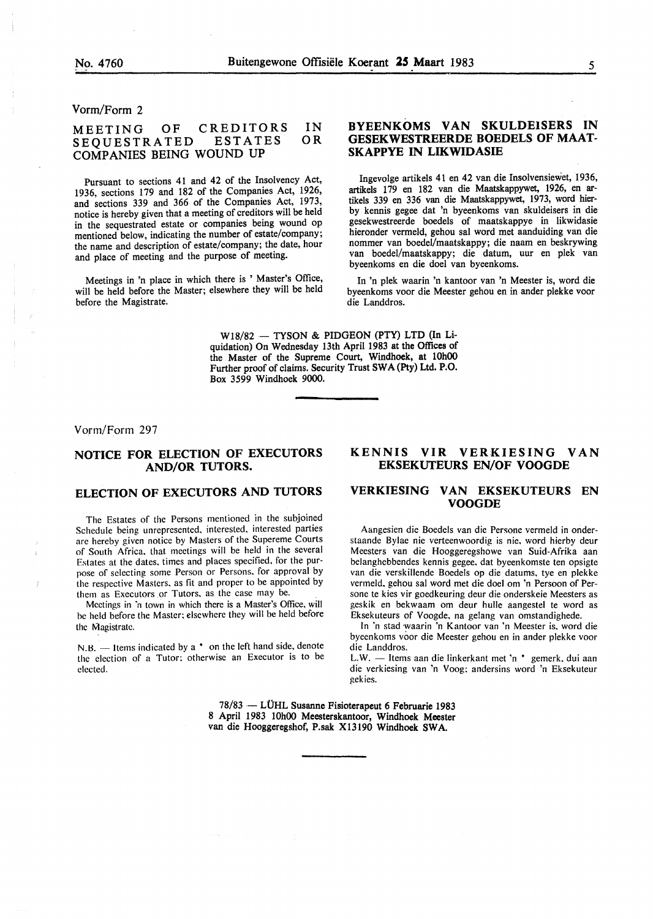Vorm/Form 2

## MEETING OF CREDITORS IN SEQUESTRATED ESTATES OR COMPANIES BEING WOUND UP

Pursuant to sections 41 and 42 of the Insolvency Act, 1936, sections 179 and 182 of the Companies Act, 1926, and sections 339 and 366 of the Companies Act, 1973, notice is hereby given that a meeting of creditors will be held in the sequestrated estate or companies being wound op mentioned below, indicating the number of estate/company; the name and description of estate/company; the date, hour and place of meeting and the purpose of meeting.

Meetings in 'n place in which there is ' Master's Office, will be held before the Master; elsewhere they will be held before the Magistrate.

## BYEENKOMS VAN SKULDEISERS IN GESEKWESTREERDE BOEDELS OF MAATSKAPPYE IN LIKWIDASIE

Ingevolge artikels 41 en 42 van die Insolvensiewet, 1936, artikels 179 en 182 van die Maatskappywet, 1926, en artikels 339 en 336 van die Maatskappywet, 1973, word hierby kennis gegee dat 'n byeenkoms van skuldeisers in die gesekwestreerde boedels of maatskappye in likwidasie hieronder vermeld, gehou sal word met aanduiding van die nommer van boedel/maatskappy; die naam en beskrywing van boedel/maatskappy; die datum, uur en plek van byeenkoms en die doel van byeenkoms.

In 'n plek waarin 'n kantoor van 'n Meester is, word die byeenkoms voor die Meester gehou en in ander plekke voor die Landdros.

W18/82 — TYSON & PIDGEON (PTY) LTD (In Liquidation) On Wednesday 13th April 1983 at the Offices of the Master of the Supreme Court, Windhoek, at 10h00 Further proof of claims. Security Trust SWA (Pty) Ltd. P.O. Box 3599 Windhoek 9000.

---

Vorm/Form 297

## NOTICE FOR ELECTION OF EXECUTORS AND/OR TUTORS.

## ELECTION OF EXECUTORS AND TUTORS

The Estates of the Persons mentioned in the subjoined Schedule being unrepresented, interested, interested parties are hereby given notice by Masters of the Supereme Courts of South Africa, that meetings will be held in the several Estates at the dates, times and places specified, for the purpose of selecting some Person or Persons, for approval by the respective Masters, as fit and proper to be appointed by them as Executors or Tutors, as the case may be.

Meetings in 'n town in which there is a Master's Office, will be held before the Master; elsewhere they will be held before the Magistrate.

N.B. — Items indicated by a * on the left hand side, denote the election of a Tutor; otherwise an Executor is to be elected.

## KENNIS VIR VERKIESING VAN EKSEKUTEURS EN/OF VOOGDE

## VERKIESING VAN EKSEKUTEURS EN VOOGDE

Aangesien die Boedels van die Persone vermeld in onderstaande Bylae nie verteenwoordig is nie, word hierby deur Meesters van die Hooggeregshowe van Suid-Afrika aan belanghebbendes kennis gegee, dat byeenkomste ten opsigte van die verskillende Boedels op die datums, tye en plekke vermeld, gehou sal word met die doel om 'n Persoon of Persone te kies vir goedkeuring deur die onderskeie Meesters as geskik en bekwaam om deur hulle aangestel te word as Eksekuteurs of Voogde, na gelang van omstandighede.

In 'n stad waarin 'n Kantoor van 'n Meester is, word die byeenkoms voor die Meester gehou en in ander plekke voor die Landdros.

L.W. — Items aan die linkerkant met 'n * gemerk, dui aan die verkiesing van 'n Voog; andersins word 'n Eksekuteur gekies.

78/83 — LÜHL Susanne Fisioterapeut 6 Februarie 1983 8 April 1983 10h00 Meesterskantoor, Windhoek Meester van die Hooggeregshof, P.sak X13190 Windhoek SWA.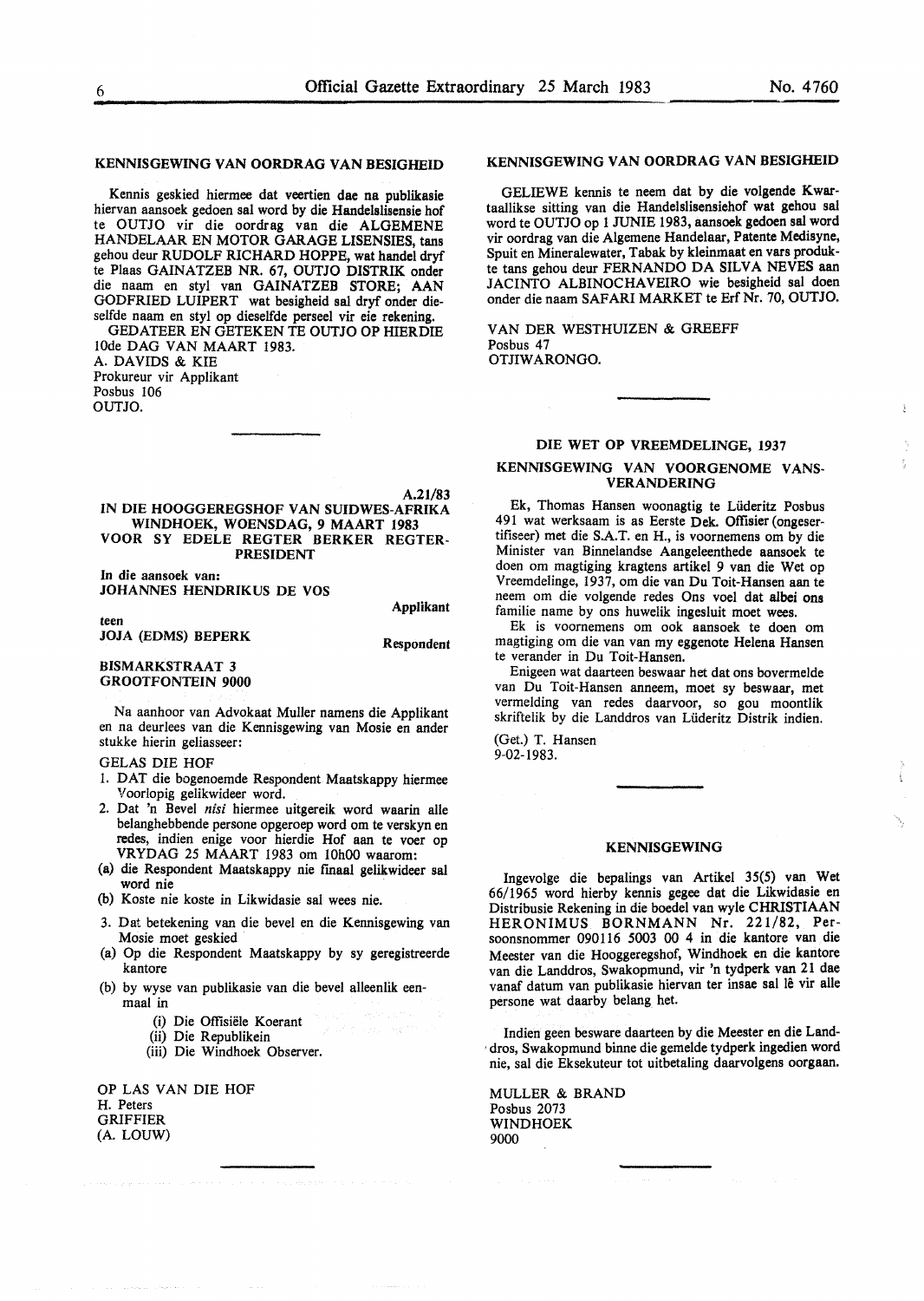## KENNISGEWING VAN OORDRAG VAN BESIGHEID

Kennis geskied hiermee dat veertien dae na publikasie hiervan aansoek gedoen sal word by die Handelslisensie hof te OUTJO vir die oordrag van die ALGEMENE HANDELAAR EN MOTOR GARAGE LISENSIES, tans gehou deur RUDOLF RICHARD HOPPE, wat handel dryf te Plaas GAINATZEB NR. 67, OUTJO DISTRIK onder die naam en styl van GAINATZEB STORE; AAN GODFRIED LUIPERT wat besigheid sal dryf onder dieselfde naam en styl op dieselfde perseel vir eie rekening.

GEDATEER EN GETEKEN TE OUTJO OP HIERDIE 10de DAG VAN MAART 1983.

A. DAVIDS & KIE
Prokureur vir Applikant
Posbus 106
OUTJO.

---

A.21/83

## IN DIE HOOGGEREGSHOF VAN SUIDWES-AFRIKA WINDHOEK, WOENSDAG, 9 MAART 1983 VOOR SY EDELE REGTER BERKER REGTER-PRESIDENT

**In die aansoek van:**
**JOHANNES HENDRIKUS DE VOS** — **Applikant**

**teen**
**JOJA (EDMS) BEPERK** — **Respondent**

**BISMARKSTRAAT 3**
**GROOTFONTEIN 9000**

Na aanhoor van Advokaat Muller namens die Applikant en na deurlees van die Kennisgewing van Mosie en ander stukke hierin geliasseer:

GELAS DIE HOF

1. DAT die bogenoemde Respondent Maatskappy hiermee Voorlopig gelikwideer word.
2. Dat 'n Bevel *nisi* hiermee uitgereik word waarin alle belanghebbende persone opgeroep word om te verskyn en redes, indien enige voor hierdie Hof aan te voer op VRYDAG 25 MAART 1983 om 10h00 waarom:

(a) die Respondent Maatskappy nie finaal gelikwideer sal word nie

(b) Koste nie koste in Likwidasie sal wees nie.

3. Dat betekening van die bevel en die Kennisgewing van Mosie moet geskied

(a) Op die Respondent Maatskappy by sy geregistreerde kantore

(b) by wyse van publikasie van die bevel alleenlik eenmaal in

(i) Die Offisiële Koerant
(ii) Die Republikein
(iii) Die Windhoek Observer.

OP LAS VAN DIE HOF
H. Peters
GRIFFIER
(A. LOUW)

---

## KENNISGEWING VAN OORDRAG VAN BESIGHEID

GELIEWE kennis te neem dat by die volgende Kwartaallikse sitting van die Handelslisensiehof wat gehou sal word te OUTJO op 1 JUNIE 1983, aansoek gedoen sal word vir oordrag van die Algemene Handelaar, Patente Medisyne, Spuit en Mineralewater, Tabak by kleinmaat en vars produkte tans gehou deur FERNANDO DA SILVA NEVES aan JACINTO ALBINOCHAVEIRO wie besigheid sal doen onder die naam SAFARI MARKET te Erf Nr. 70, OUTJO.

VAN DER WESTHUIZEN & GREEFF
Posbus 47
OTJIWARONGO.

---

## DIE WET OP VREEMDELINGE, 1937

### KENNISGEWING VAN VOORGENOME VANSVERANDERING

Ek, Thomas Hansen woonagtig te Lüderitz Posbus 491 wat werksaam is as Eerste Dek. Offisier (ongesertifiseer) met die S.A.T. en H., is voornemens om by die Minister van Binnelandse Aangeleenthede aansoek te doen om magtiging kragtens artikel 9 van die Wet op Vreemdelinge, 1937, om die van Du Toit-Hansen aan te neem om die volgende redes Ons voel dat albei ons familie name by ons huwelik ingesluit moet wees.

Ek is voornemens om ook aansoek te doen om magtiging om die van van my eggenote Helena Hansen te verander in Du Toit-Hansen.

Enigeen wat daarteen beswaar het dat ons bovermelde van Du Toit-Hansen anneem, moet sy beswaar, met vermelding van redes daarvoor, so gou moontlik skriftelik by die Landdros van Lüderitz Distrik indien.

(Get.) T. Hansen
9-02-1983.

---

## KENNISGEWING

Ingevolge die bepalings van Artikel 35(5) van Wet 66/1965 word hierby kennis gegee dat die Likwidasie en Distribusie Rekening in die boedel van wyle CHRISTIAAN HERONIMUS BORNMANN Nr. 221/82, Persoonsnommer 090116 5003 00 4 in die kantore van die Meester van die Hooggeregshof, Windhoek en die kantore van die Landdros, Swakopmund, vir 'n tydperk van 21 dae vanaf datum van publikasie hiervan ter insae sal lê vir alle persone wat daarby belang het.

Indien geen besware daarteen by die Meester en die Landdros, Swakopmund binne die gemelde tydperk ingedien word nie, sal die Eksekuteur tot uitbetaling daarvolgens oorgaan.

MULLER & BRAND
Posbus 2073
WINDHOEK
9000